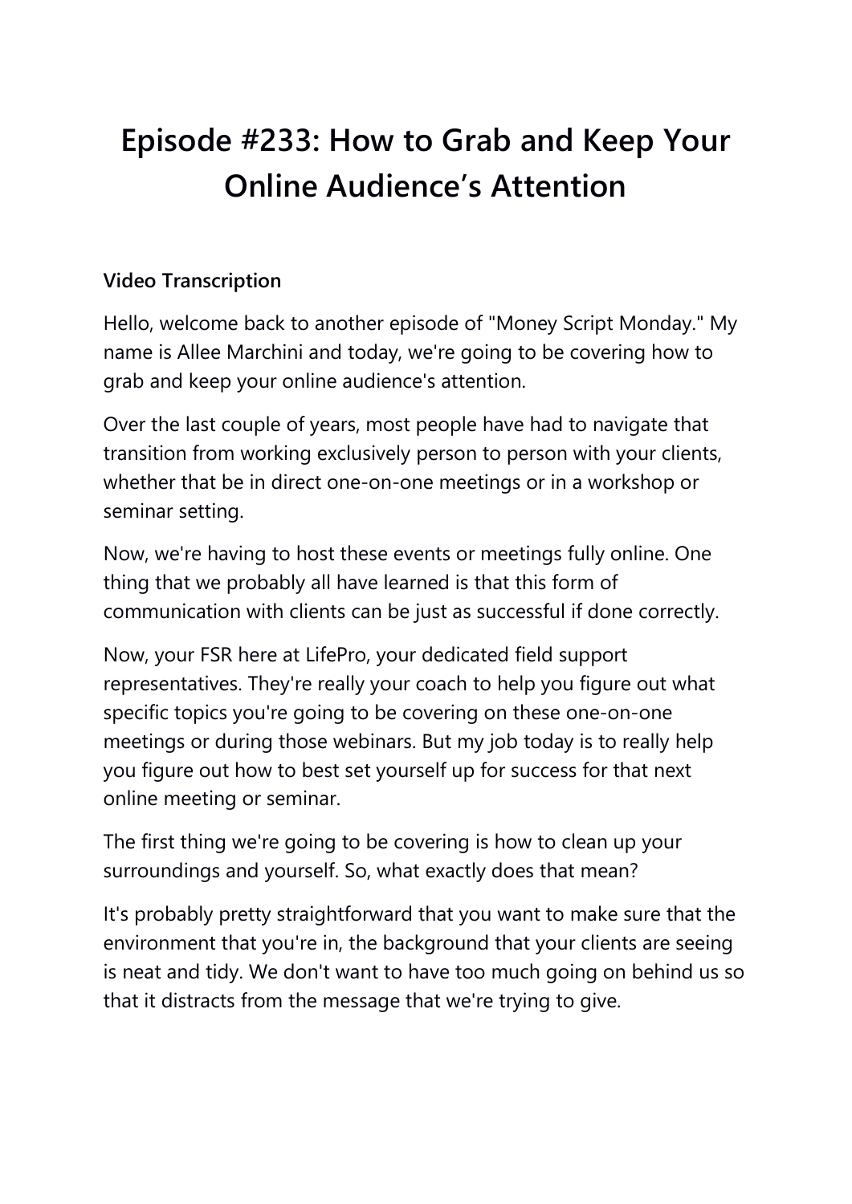# Episode #233: How to Grab and Keep Your Online Audience's Attention

**Video Transcription**

Hello, welcome back to another episode of "Money Script Monday." My name is Allee Marchini and today, we're going to be covering how to grab and keep your online audience's attention.

Over the last couple of years, most people have had to navigate that transition from working exclusively person to person with your clients, whether that be in direct one-on-one meetings or in a workshop or seminar setting.

Now, we're having to host these events or meetings fully online. One thing that we probably all have learned is that this form of communication with clients can be just as successful if done correctly.

Now, your FSR here at LifePro, your dedicated field support representatives. They're really your coach to help you figure out what specific topics you're going to be covering on these one-on-one meetings or during those webinars. But my job today is to really help you figure out how to best set yourself up for success for that next online meeting or seminar.

The first thing we're going to be covering is how to clean up your surroundings and yourself. So, what exactly does that mean?

It's probably pretty straightforward that you want to make sure that the environment that you're in, the background that your clients are seeing is neat and tidy. We don't want to have too much going on behind us so that it distracts from the message that we're trying to give.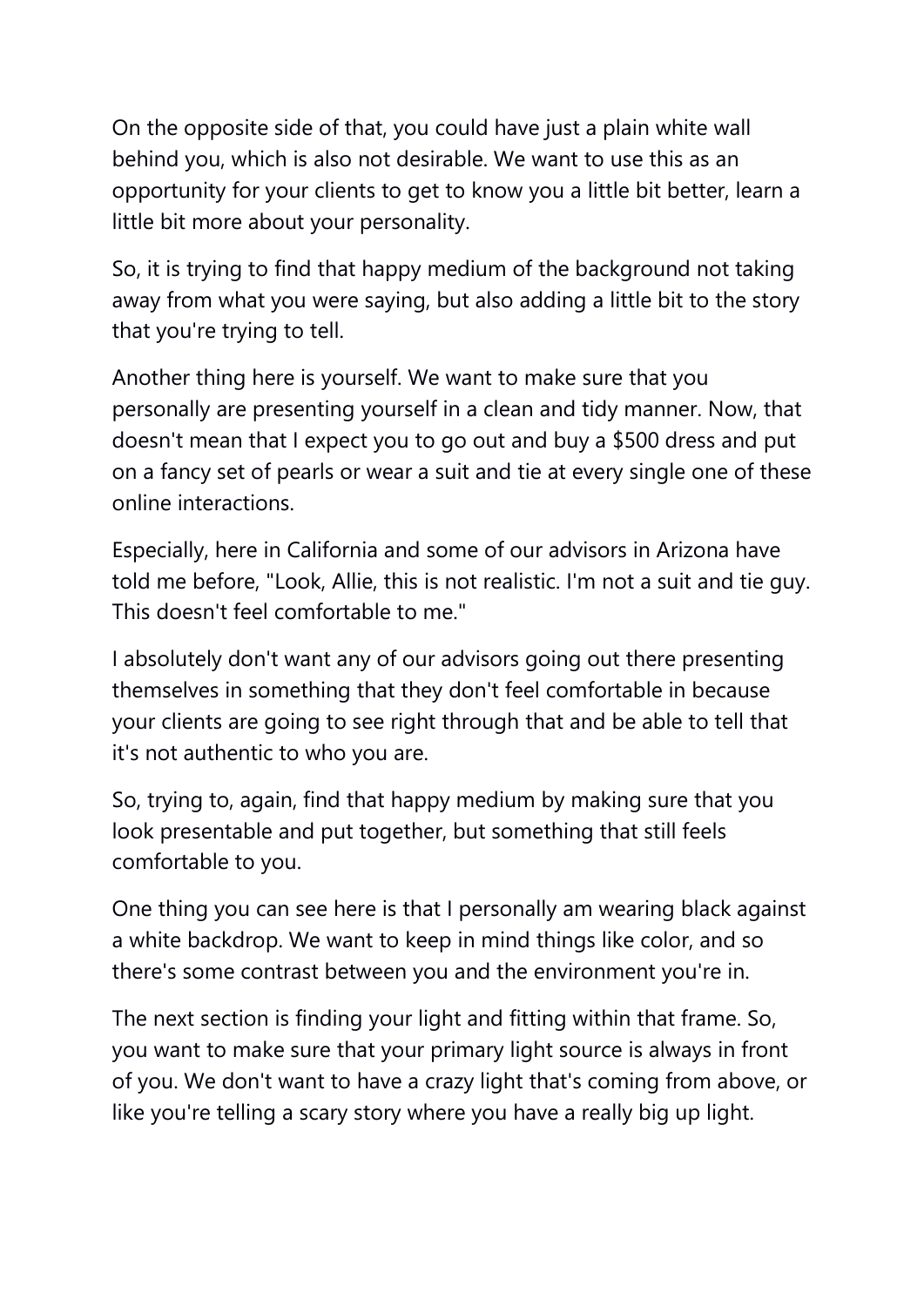On the opposite side of that, you could have just a plain white wall behind you, which is also not desirable. We want to use this as an opportunity for your clients to get to know you a little bit better, learn a little bit more about your personality.

So, it is trying to find that happy medium of the background not taking away from what you were saying, but also adding a little bit to the story that you're trying to tell.

Another thing here is yourself. We want to make sure that you personally are presenting yourself in a clean and tidy manner. Now, that doesn't mean that I expect you to go out and buy a $500 dress and put on a fancy set of pearls or wear a suit and tie at every single one of these online interactions.

Especially, here in California and some of our advisors in Arizona have told me before, "Look, Allie, this is not realistic. I'm not a suit and tie guy. This doesn't feel comfortable to me."

I absolutely don't want any of our advisors going out there presenting themselves in something that they don't feel comfortable in because your clients are going to see right through that and be able to tell that it's not authentic to who you are.

So, trying to, again, find that happy medium by making sure that you look presentable and put together, but something that still feels comfortable to you.

One thing you can see here is that I personally am wearing black against a white backdrop. We want to keep in mind things like color, and so there's some contrast between you and the environment you're in.

The next section is finding your light and fitting within that frame. So, you want to make sure that your primary light source is always in front of you. We don't want to have a crazy light that's coming from above, or like you're telling a scary story where you have a really big up light.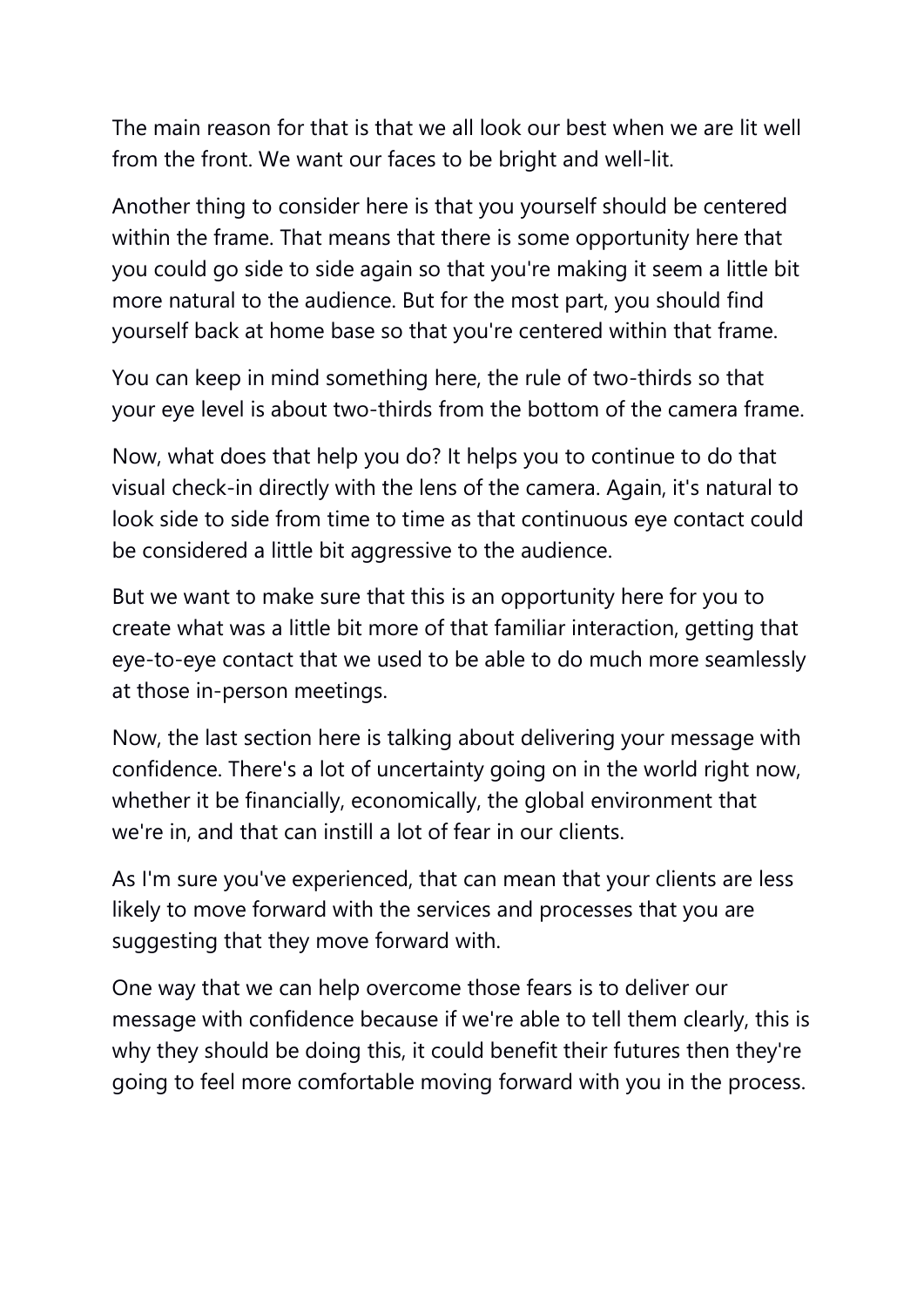The main reason for that is that we all look our best when we are lit well from the front. We want our faces to be bright and well-lit.

Another thing to consider here is that you yourself should be centered within the frame. That means that there is some opportunity here that you could go side to side again so that you're making it seem a little bit more natural to the audience. But for the most part, you should find yourself back at home base so that you're centered within that frame.

You can keep in mind something here, the rule of two-thirds so that your eye level is about two-thirds from the bottom of the camera frame.

Now, what does that help you do? It helps you to continue to do that visual check-in directly with the lens of the camera. Again, it's natural to look side to side from time to time as that continuous eye contact could be considered a little bit aggressive to the audience.

But we want to make sure that this is an opportunity here for you to create what was a little bit more of that familiar interaction, getting that eye-to-eye contact that we used to be able to do much more seamlessly at those in-person meetings.

Now, the last section here is talking about delivering your message with confidence. There's a lot of uncertainty going on in the world right now, whether it be financially, economically, the global environment that we're in, and that can instill a lot of fear in our clients.

As I'm sure you've experienced, that can mean that your clients are less likely to move forward with the services and processes that you are suggesting that they move forward with.

One way that we can help overcome those fears is to deliver our message with confidence because if we're able to tell them clearly, this is why they should be doing this, it could benefit their futures then they're going to feel more comfortable moving forward with you in the process.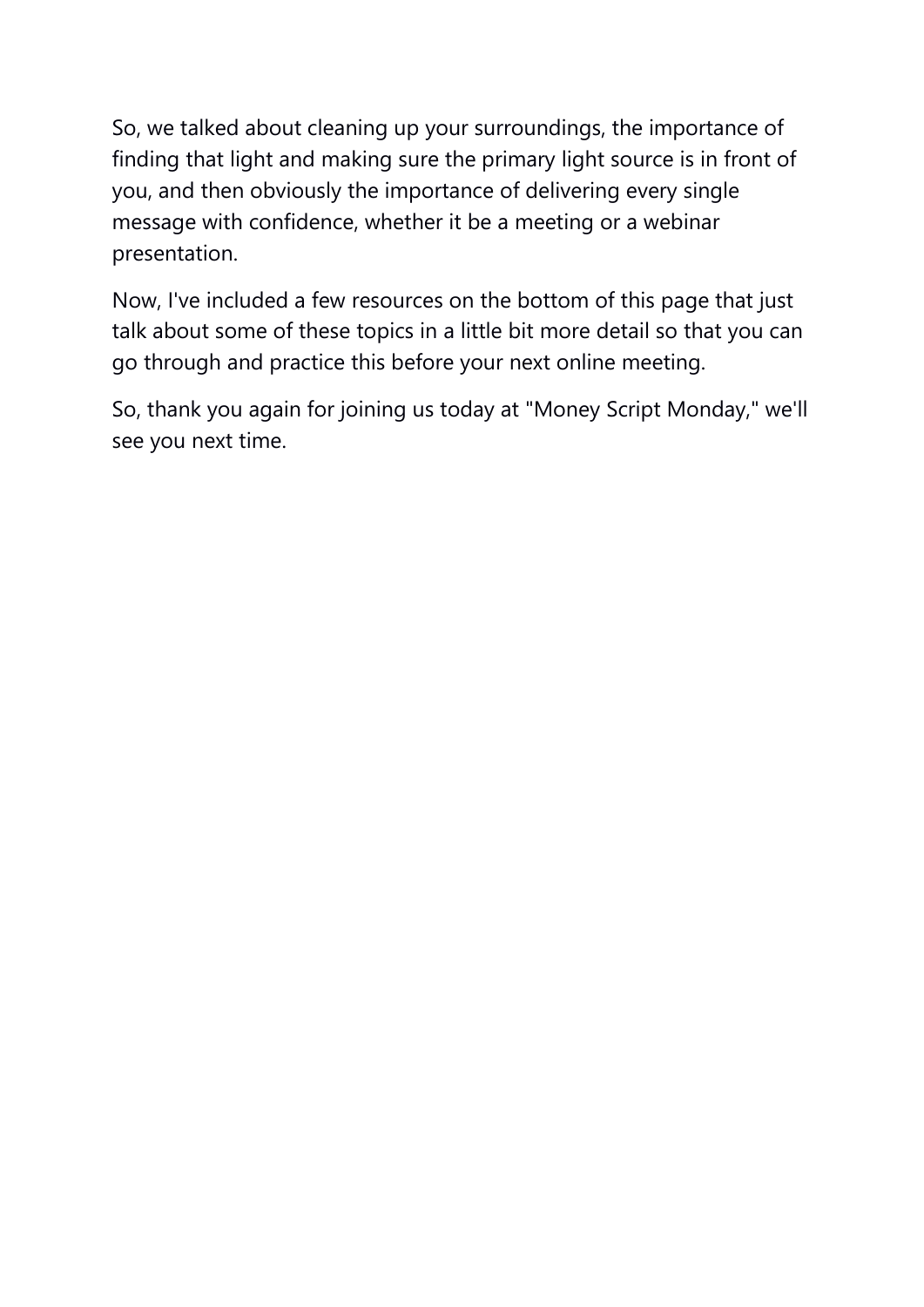So, we talked about cleaning up your surroundings, the importance of finding that light and making sure the primary light source is in front of you, and then obviously the importance of delivering every single message with confidence, whether it be a meeting or a webinar presentation.

Now, I've included a few resources on the bottom of this page that just talk about some of these topics in a little bit more detail so that you can go through and practice this before your next online meeting.

So, thank you again for joining us today at "Money Script Monday," we'll see you next time.